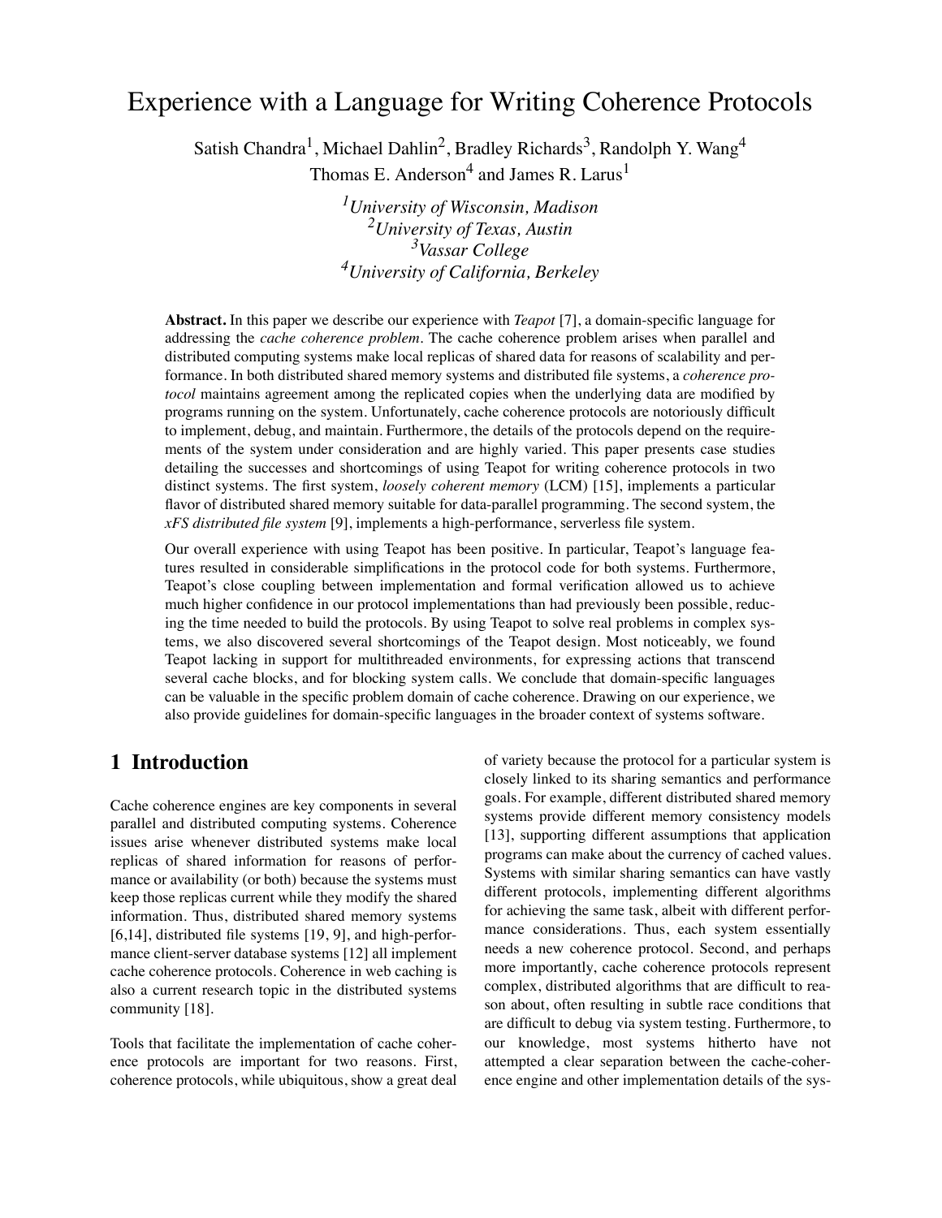# Experience with a Language for Writing Coherence Protocols

Satish Chandra[1], Michael Dahlin[2], Bradley Richards[3], Randolph Y. Wang[4]
Thomas E. Anderson[4] and James R. Larus[1]

[1] *University of Wisconsin, Madison*
[2] *University of Texas, Austin*
[3] *Vassar College*
[4] *University of California, Berkeley*

**Abstract.** In this paper we describe our experience with *Teapot* [7], a domain-specific language for addressing the *cache coherence problem*. The cache coherence problem arises when parallel and distributed computing systems make local replicas of shared data for reasons of scalability and performance. In both distributed shared memory systems and distributed file systems, a *coherence protocol* maintains agreement among the replicated copies when the underlying data are modified by programs running on the system. Unfortunately, cache coherence protocols are notoriously difficult to implement, debug, and maintain. Furthermore, the details of the protocols depend on the requirements of the system under consideration and are highly varied. This paper presents case studies detailing the successes and shortcomings of using Teapot for writing coherence protocols in two distinct systems. The first system, *loosely coherent memory* (LCM) [15], implements a particular flavor of distributed shared memory suitable for data-parallel programming. The second system, the *xFS distributed file system* [9], implements a high-performance, serverless file system.

Our overall experience with using Teapot has been positive. In particular, Teapot's language features resulted in considerable simplifications in the protocol code for both systems. Furthermore, Teapot's close coupling between implementation and formal verification allowed us to achieve much higher confidence in our protocol implementations than had previously been possible, reducing the time needed to build the protocols. By using Teapot to solve real problems in complex systems, we also discovered several shortcomings of the Teapot design. Most noticeably, we found Teapot lacking in support for multithreaded environments, for expressing actions that transcend several cache blocks, and for blocking system calls. We conclude that domain-specific languages can be valuable in the specific problem domain of cache coherence. Drawing on our experience, we also provide guidelines for domain-specific languages in the broader context of systems software.

## 1 Introduction

Cache coherence engines are key components in several parallel and distributed computing systems. Coherence issues arise whenever distributed systems make local replicas of shared information for reasons of performance or availability (or both) because the systems must keep those replicas current while they modify the shared information. Thus, distributed shared memory systems [6,14], distributed file systems [19, 9], and high-performance client-server database systems [12] all implement cache coherence protocols. Coherence in web caching is also a current research topic in the distributed systems community [18].

Tools that facilitate the implementation of cache coherence protocols are important for two reasons. First, coherence protocols, while ubiquitous, show a great deal of variety because the protocol for a particular system is closely linked to its sharing semantics and performance goals. For example, different distributed shared memory systems provide different memory consistency models [13], supporting different assumptions that application programs can make about the currency of cached values. Systems with similar sharing semantics can have vastly different protocols, implementing different algorithms for achieving the same task, albeit with different performance considerations. Thus, each system essentially needs a new coherence protocol. Second, and perhaps more importantly, cache coherence protocols represent complex, distributed algorithms that are difficult to reason about, often resulting in subtle race conditions that are difficult to debug via system testing. Furthermore, to our knowledge, most systems hitherto have not attempted a clear separation between the cache-coherence engine and other implementation details of the sys-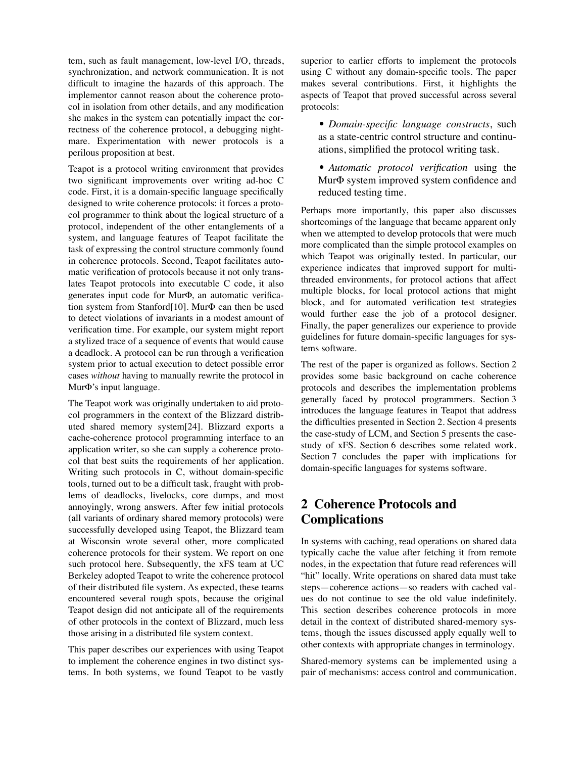tem, such as fault management, low-level I/O, threads, synchronization, and network communication. It is not difficult to imagine the hazards of this approach. The implementor cannot reason about the coherence protocol in isolation from other details, and any modification she makes in the system can potentially impact the correctness of the coherence protocol, a debugging nightmare. Experimentation with newer protocols is a perilous proposition at best.

Teapot is a protocol writing environment that provides two significant improvements over writing ad-hoc C code. First, it is a domain-specific language specifically designed to write coherence protocols: it forces a protocol programmer to think about the logical structure of a protocol, independent of the other entanglements of a system, and language features of Teapot facilitate the task of expressing the control structure commonly found in coherence protocols. Second, Teapot facilitates automatic verification of protocols because it not only translates Teapot protocols into executable C code, it also generates input code for MurΦ, an automatic verification system from Stanford[10]. MurΦ can then be used to detect violations of invariants in a modest amount of verification time. For example, our system might report a stylized trace of a sequence of events that would cause a deadlock. A protocol can be run through a verification system prior to actual execution to detect possible error cases *without* having to manually rewrite the protocol in MurΦ's input language.

The Teapot work was originally undertaken to aid protocol programmers in the context of the Blizzard distributed shared memory system[24]. Blizzard exports a cache-coherence protocol programming interface to an application writer, so she can supply a coherence protocol that best suits the requirements of her application. Writing such protocols in C, without domain-specific tools, turned out to be a difficult task, fraught with problems of deadlocks, livelocks, core dumps, and most annoyingly, wrong answers. After few initial protocols (all variants of ordinary shared memory protocols) were successfully developed using Teapot, the Blizzard team at Wisconsin wrote several other, more complicated coherence protocols for their system. We report on one such protocol here. Subsequently, the xFS team at UC Berkeley adopted Teapot to write the coherence protocol of their distributed file system. As expected, these teams encountered several rough spots, because the original Teapot design did not anticipate all of the requirements of other protocols in the context of Blizzard, much less those arising in a distributed file system context.

This paper describes our experiences with using Teapot to implement the coherence engines in two distinct systems. In both systems, we found Teapot to be vastly superior to earlier efforts to implement the protocols using C without any domain-specific tools. The paper makes several contributions. First, it highlights the aspects of Teapot that proved successful across several protocols:

- *Domain-specific language constructs*, such as a state-centric control structure and continuations, simplified the protocol writing task.
- *Automatic protocol verification* using the MurΦ system improved system confidence and reduced testing time.

Perhaps more importantly, this paper also discusses shortcomings of the language that became apparent only when we attempted to develop protocols that were much more complicated than the simple protocol examples on which Teapot was originally tested. In particular, our experience indicates that improved support for multi-threaded environments, for protocol actions that affect multiple blocks, for local protocol actions that might block, and for automated verification test strategies would further ease the job of a protocol designer. Finally, the paper generalizes our experience to provide guidelines for future domain-specific languages for systems software.

The rest of the paper is organized as follows. Section 2 provides some basic background on cache coherence protocols and describes the implementation problems generally faced by protocol programmers. Section 3 introduces the language features in Teapot that address the difficulties presented in Section 2. Section 4 presents the case-study of LCM, and Section 5 presents the case-study of xFS. Section 6 describes some related work. Section 7 concludes the paper with implications for domain-specific languages for systems software.

## 2 Coherence Protocols and Complications

In systems with caching, read operations on shared data typically cache the value after fetching it from remote nodes, in the expectation that future read references will "hit" locally. Write operations on shared data must take steps—coherence actions—so readers with cached values do not continue to see the old value indefinitely. This section describes coherence protocols in more detail in the context of distributed shared-memory systems, though the issues discussed apply equally well to other contexts with appropriate changes in terminology.

Shared-memory systems can be implemented using a pair of mechanisms: access control and communication.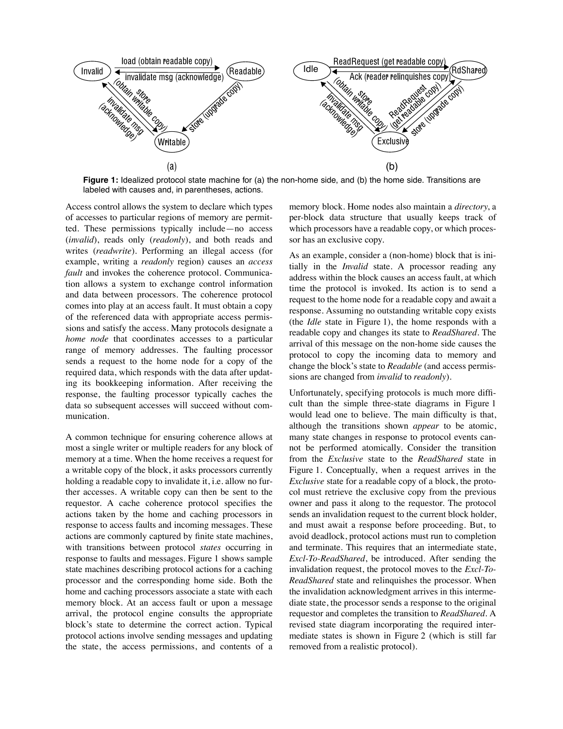Invalid

Readable

Writable

load (obtain readable copy)

invalidate msg (acknowledge)

store (obtain writable copy)

invalidate msg (acknowledge)

store (upgrade copy)

(a)

Idle

RdShared

Exclusive

ReadRequest (get readable copy)

Ack (reader relinquishes copy)

store (obtain writable copy)

invalidate msg (acknowledge)

ReadRequest (get readable copy)

store (upgrade copy)

(b)

**Figure 1:** Idealized protocol state machine for (a) the non-home side, and (b) the home side. Transitions are labeled with causes and, in parentheses, actions.

Access control allows the system to declare which types of accesses to particular regions of memory are permitted. These permissions typically include—no access (*invalid*), reads only (*readonly*), and both reads and writes (*readwrite*). Performing an illegal access (for example, writing a *readonly* region) causes an *access fault* and invokes the coherence protocol. Communication allows a system to exchange control information and data between processors. The coherence protocol comes into play at an access fault. It must obtain a copy of the referenced data with appropriate access permissions and satisfy the access. Many protocols designate a *home node* that coordinates accesses to a particular range of memory addresses. The faulting processor sends a request to the home node for a copy of the required data, which responds with the data after updating its bookkeeping information. After receiving the response, the faulting processor typically caches the data so subsequent accesses will succeed without communication.

A common technique for ensuring coherence allows at most a single writer or multiple readers for any block of memory at a time. When the home receives a request for a writable copy of the block, it asks processors currently holding a readable copy to invalidate it, i.e. allow no further accesses. A writable copy can then be sent to the requestor. A cache coherence protocol specifies the actions taken by the home and caching processors in response to access faults and incoming messages. These actions are commonly captured by finite state machines, with transitions between protocol *states* occurring in response to faults and messages. Figure 1 shows sample state machines describing protocol actions for a caching processor and the corresponding home side. Both the home and caching processors associate a state with each memory block. At an access fault or upon a message arrival, the protocol engine consults the appropriate block's state to determine the correct action. Typical protocol actions involve sending messages and updating the state, the access permissions, and contents of a memory block. Home nodes also maintain a *directory*, a per-block data structure that usually keeps track of which processors have a readable copy, or which processor has an exclusive copy.

As an example, consider a (non-home) block that is initially in the *Invalid* state. A processor reading any address within the block causes an access fault, at which time the protocol is invoked. Its action is to send a request to the home node for a readable copy and await a response. Assuming no outstanding writable copy exists (the *Idle* state in Figure 1), the home responds with a readable copy and changes its state to *ReadShared*. The arrival of this message on the non-home side causes the protocol to copy the incoming data to memory and change the block's state to *Readable* (and access permissions are changed from *invalid* to *readonly*).

Unfortunately, specifying protocols is much more difficult than the simple three-state diagrams in Figure 1 would lead one to believe. The main difficulty is that, although the transitions shown *appear* to be atomic, many state changes in response to protocol events cannot be performed atomically. Consider the transition from the *Exclusive* state to the *ReadShared* state in Figure 1. Conceptually, when a request arrives in the *Exclusive* state for a readable copy of a block, the protocol must retrieve the exclusive copy from the previous owner and pass it along to the requestor. The protocol sends an invalidation request to the current block holder, and must await a response before proceeding. But, to avoid deadlock, protocol actions must run to completion and terminate. This requires that an intermediate state, *Excl-To-ReadShared*, be introduced. After sending the invalidation request, the protocol moves to the *Excl-To-ReadShared* state and relinquishes the processor. When the invalidation acknowledgment arrives in this intermediate state, the processor sends a response to the original requestor and completes the transition to *ReadShared*. A revised state diagram incorporating the required intermediate states is shown in Figure 2 (which is still far removed from a realistic protocol).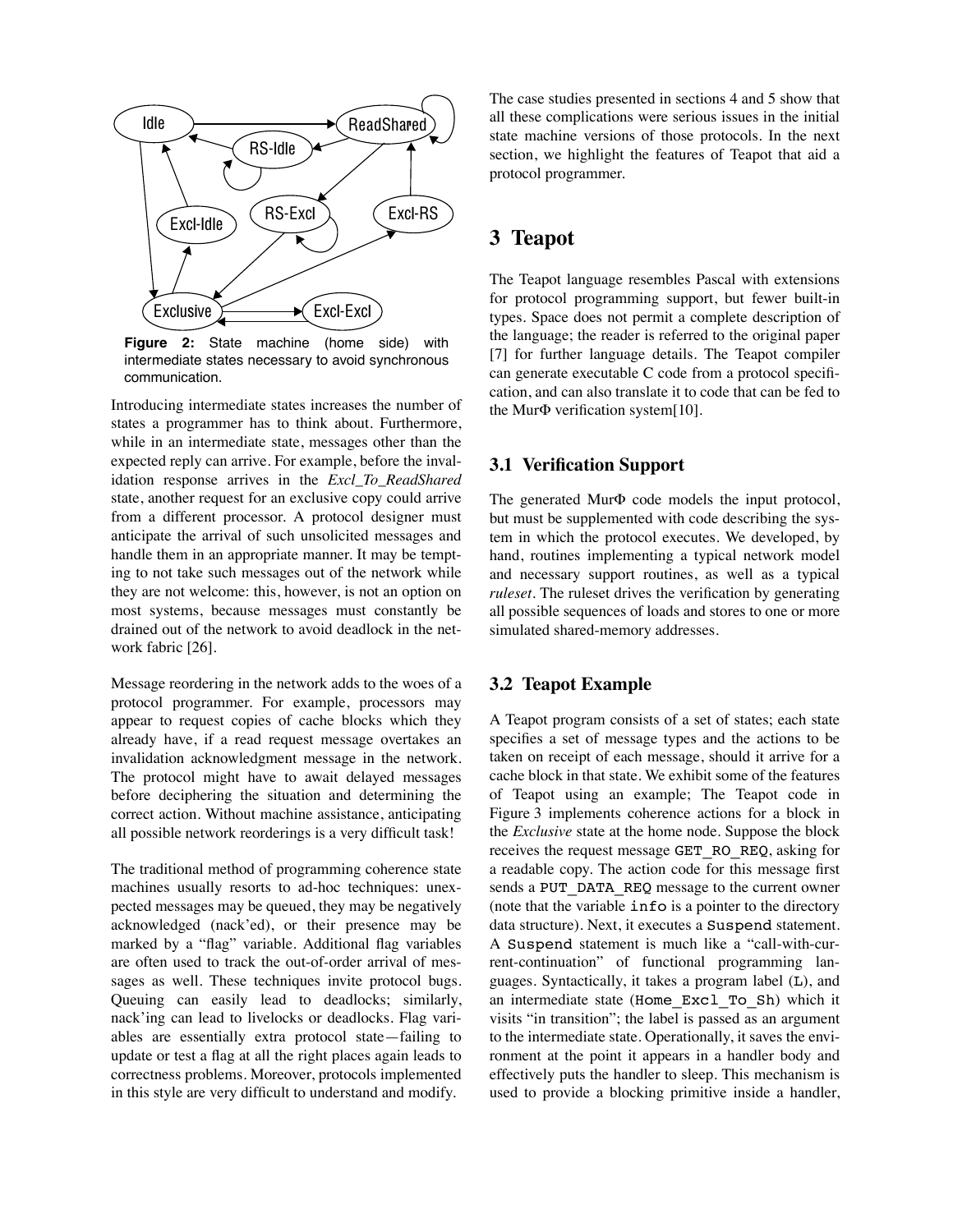**Figure 2:** State machine (home side) with intermediate states necessary to avoid synchronous communication.

Introducing intermediate states increases the number of states a programmer has to think about. Furthermore, while in an intermediate state, messages other than the expected reply can arrive. For example, before the invalidation response arrives in the *Excl_To_ReadShared* state, another request for an exclusive copy could arrive from a different processor. A protocol designer must anticipate the arrival of such unsolicited messages and handle them in an appropriate manner. It may be tempting to not take such messages out of the network while they are not welcome: this, however, is not an option on most systems, because messages must constantly be drained out of the network to avoid deadlock in the network fabric [26].

Message reordering in the network adds to the woes of a protocol programmer. For example, processors may appear to request copies of cache blocks which they already have, if a read request message overtakes an invalidation acknowledgment message in the network. The protocol might have to await delayed messages before deciphering the situation and determining the correct action. Without machine assistance, anticipating all possible network reorderings is a very difficult task!

The traditional method of programming coherence state machines usually resorts to ad-hoc techniques: unexpected messages may be queued, they may be negatively acknowledged (nack'ed), or their presence may be marked by a "flag" variable. Additional flag variables are often used to track the out-of-order arrival of messages as well. These techniques invite protocol bugs. Queuing can easily lead to deadlocks; similarly, nack'ing can lead to livelocks or deadlocks. Flag variables are essentially extra protocol state—failing to update or test a flag at all the right places again leads to correctness problems. Moreover, protocols implemented in this style are very difficult to understand and modify.

The case studies presented in sections 4 and 5 show that all these complications were serious issues in the initial state machine versions of those protocols. In the next section, we highlight the features of Teapot that aid a protocol programmer.

## 3 Teapot

The Teapot language resembles Pascal with extensions for protocol programming support, but fewer built-in types. Space does not permit a complete description of the language; the reader is referred to the original paper [7] for further language details. The Teapot compiler can generate executable C code from a protocol specification, and can also translate it to code that can be fed to the MurΦ verification system[10].

### 3.1 Verification Support

The generated MurΦ code models the input protocol, but must be supplemented with code describing the system in which the protocol executes. We developed, by hand, routines implementing a typical network model and necessary support routines, as well as a typical *ruleset*. The ruleset drives the verification by generating all possible sequences of loads and stores to one or more simulated shared-memory addresses.

### 3.2 Teapot Example

A Teapot program consists of a set of states; each state specifies a set of message types and the actions to be taken on receipt of each message, should it arrive for a cache block in that state. We exhibit some of the features of Teapot using an example; The Teapot code in Figure 3 implements coherence actions for a block in the *Exclusive* state at the home node. Suppose the block receives the request message `GET_RO_REQ`, asking for a readable copy. The action code for this message first sends a `PUT_DATA_REQ` message to the current owner (note that the variable `info` is a pointer to the directory data structure). Next, it executes a `Suspend` statement. A `Suspend` statement is much like a "call-with-current-continuation" of functional programming languages. Syntactically, it takes a program label (`L`), and an intermediate state (`Home_Excl_To_Sh`) which it visits "in transition"; the label is passed as an argument to the intermediate state. Operationally, it saves the environment at the point it appears in a handler body and effectively puts the handler to sleep. This mechanism is used to provide a blocking primitive inside a handler,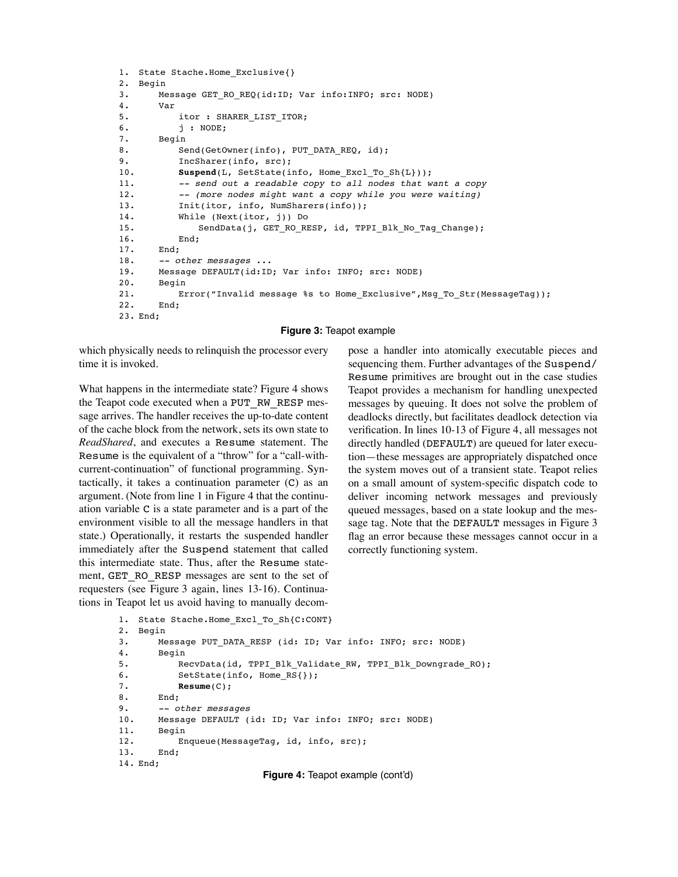```
1.  State Stache.Home_Exclusive{}
2.  Begin
3.      Message GET_RO_REQ(id:ID; Var info:INFO; src: NODE)
4.      Var
5.          itor : SHARER_LIST_ITOR;
6.          j : NODE;
7.      Begin
8.          Send(GetOwner(info), PUT_DATA_REQ, id);
9.          IncSharer(info, src);
10.         Suspend(L, SetState(info, Home_Excl_To_Sh{L}));
11.         -- send out a readable copy to all nodes that want a copy
12.         -- (more nodes might want a copy while you were waiting)
13.         Init(itor, info, NumSharers(info));
14.         While (Next(itor, j)) Do
15.             SendData(j, GET_RO_RESP, id, TPPI_Blk_No_Tag_Change);
16.         End;
17.     End;
18.     -- other messages ...
19.     Message DEFAULT(id:ID; Var info: INFO; src: NODE)
20.     Begin
21.         Error("Invalid message %s to Home_Exclusive",Msg_To_Str(MessageTag));
22.     End;
23. End;
```

**Figure 3:** Teapot example

which physically needs to relinquish the processor every time it is invoked.

What happens in the intermediate state? Figure 4 shows the Teapot code executed when a PUT_RW_RESP message arrives. The handler receives the up-to-date content of the cache block from the network, sets its own state to *ReadShared*, and executes a Resume statement. The Resume is the equivalent of a "throw" for a "call-with-current-continuation" of functional programming. Syntactically, it takes a continuation parameter (C) as an argument. (Note from line 1 in Figure 4 that the continuation variable C is a state parameter and is a part of the environment visible to all the message handlers in that state.) Operationally, it restarts the suspended handler immediately after the Suspend statement that called this intermediate state. Thus, after the Resume statement, GET_RO_RESP messages are sent to the set of requesters (see Figure 3 again, lines 13-16). Continuations in Teapot let us avoid having to manually decompose a handler into atomically executable pieces and sequencing them. Further advantages of the Suspend/Resume primitives are brought out in the case studies Teapot provides a mechanism for handling unexpected messages by queuing. It does not solve the problem of deadlocks directly, but facilitates deadlock detection via verification. In lines 10-13 of Figure 4, all messages not directly handled (DEFAULT) are queued for later execution—these messages are appropriately dispatched once the system moves out of a transient state. Teapot relies on a small amount of system-specific dispatch code to deliver incoming network messages and previously queued messages, based on a state lookup and the message tag. Note that the DEFAULT messages in Figure 3 flag an error because these messages cannot occur in a correctly functioning system.

```
1.  State Stache.Home_Excl_To_Sh{C:CONT}
2.  Begin
3.      Message PUT_DATA_RESP (id: ID; Var info: INFO; src: NODE)
4.      Begin
5.          RecvData(id, TPPI_Blk_Validate_RW, TPPI_Blk_Downgrade_RO);
6.          SetState(info, Home_RS{});
7.          Resume(C);
8.      End;
9.      -- other messages
10.     Message DEFAULT (id: ID; Var info: INFO; src: NODE)
11.     Begin
12.         Enqueue(MessageTag, id, info, src);
13.     End;
14. End;
```

**Figure 4:** Teapot example (cont'd)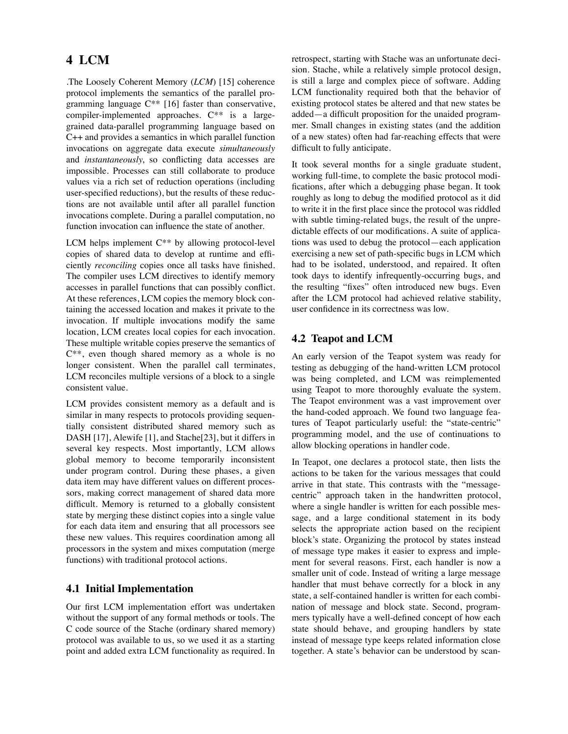# 4 LCM

.The Loosely Coherent Memory (*LCM*) [15] coherence protocol implements the semantics of the parallel programming language C** [16] faster than conservative, compiler-implemented approaches. C** is a large-grained data-parallel programming language based on C++ and provides a semantics in which parallel function invocations on aggregate data execute *simultaneously* and *instantaneously*, so conflicting data accesses are impossible. Processes can still collaborate to produce values via a rich set of reduction operations (including user-specified reductions), but the results of these reductions are not available until after all parallel function invocations complete. During a parallel computation, no function invocation can influence the state of another.

LCM helps implement C** by allowing protocol-level copies of shared data to develop at runtime and efficiently *reconciling* copies once all tasks have finished. The compiler uses LCM directives to identify memory accesses in parallel functions that can possibly conflict. At these references, LCM copies the memory block containing the accessed location and makes it private to the invocation. If multiple invocations modify the same location, LCM creates local copies for each invocation. These multiple writable copies preserve the semantics of C**, even though shared memory as a whole is no longer consistent. When the parallel call terminates, LCM reconciles multiple versions of a block to a single consistent value.

LCM provides consistent memory as a default and is similar in many respects to protocols providing sequentially consistent distributed shared memory such as DASH [17], Alewife [1], and Stache[23], but it differs in several key respects. Most importantly, LCM allows global memory to become temporarily inconsistent under program control. During these phases, a given data item may have different values on different processors, making correct management of shared data more difficult. Memory is returned to a globally consistent state by merging these distinct copies into a single value for each data item and ensuring that all processors see these new values. This requires coordination among all processors in the system and mixes computation (merge functions) with traditional protocol actions.

## 4.1 Initial Implementation

Our first LCM implementation effort was undertaken without the support of any formal methods or tools. The C code source of the Stache (ordinary shared memory) protocol was available to us, so we used it as a starting point and added extra LCM functionality as required. In retrospect, starting with Stache was an unfortunate decision. Stache, while a relatively simple protocol design, is still a large and complex piece of software. Adding LCM functionality required both that the behavior of existing protocol states be altered and that new states be added—a difficult proposition for the unaided programmer. Small changes in existing states (and the addition of a new states) often had far-reaching effects that were difficult to fully anticipate.

It took several months for a single graduate student, working full-time, to complete the basic protocol modifications, after which a debugging phase began. It took roughly as long to debug the modified protocol as it did to write it in the first place since the protocol was riddled with subtle timing-related bugs, the result of the unpredictable effects of our modifications. A suite of applications was used to debug the protocol—each application exercising a new set of path-specific bugs in LCM which had to be isolated, understood, and repaired. It often took days to identify infrequently-occurring bugs, and the resulting "fixes" often introduced new bugs. Even after the LCM protocol had achieved relative stability, user confidence in its correctness was low.

## 4.2 Teapot and LCM

An early version of the Teapot system was ready for testing as debugging of the hand-written LCM protocol was being completed, and LCM was reimplemented using Teapot to more thoroughly evaluate the system. The Teapot environment was a vast improvement over the hand-coded approach. We found two language features of Teapot particularly useful: the "state-centric" programming model, and the use of continuations to allow blocking operations in handler code.

In Teapot, one declares a protocol state, then lists the actions to be taken for the various messages that could arrive in that state. This contrasts with the "message-centric" approach taken in the handwritten protocol, where a single handler is written for each possible message, and a large conditional statement in its body selects the appropriate action based on the recipient block's state. Organizing the protocol by states instead of message type makes it easier to express and implement for several reasons. First, each handler is now a smaller unit of code. Instead of writing a large message handler that must behave correctly for a block in any state, a self-contained handler is written for each combination of message and block state. Second, programmers typically have a well-defined concept of how each state should behave, and grouping handlers by state instead of message type keeps related information close together. A state's behavior can be understood by scan-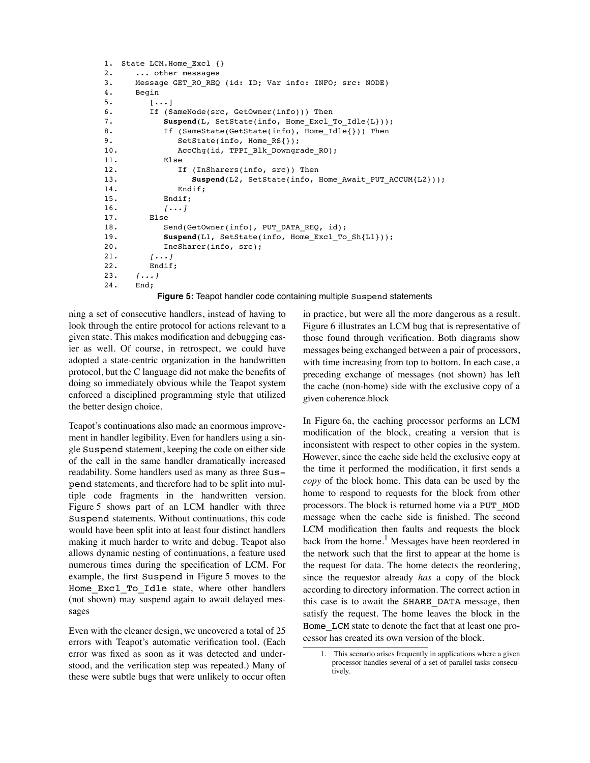```
1.  State LCM.Home_Excl {}
2.     ... other messages
3.     Message GET_RO_REQ (id: ID; Var info: INFO; src: NODE)
4.     Begin
5.        [...]
6.        If (SameNode(src, GetOwner(info))) Then
7.           Suspend(L, SetState(info, Home_Excl_To_Idle{L}));
8.           If (SameState(GetState(info), Home_Idle{})) Then
9.              SetState(info, Home_RS{});
10.             AccChg(id, TPPI_Blk_Downgrade_RO);
11.          Else
12.             If (InSharers(info, src)) Then
13.                Suspend(L2, SetState(info, Home_Await_PUT_ACCUM{L2}));
14.             Endif;
15.          Endif;
16.          [...]
17.       Else
18.          Send(GetOwner(info), PUT_DATA_REQ, id);
19.          Suspend(L1, SetState(info, Home_Excl_To_Sh{L1}));
20.          IncSharer(info, src);
21.       [...]
22.       Endif;
23.    [...]
24.    End;
```

**Figure 5:** Teapot handler code containing multiple Suspend statements

ning a set of consecutive handlers, instead of having to look through the entire protocol for actions relevant to a given state. This makes modification and debugging easier as well. Of course, in retrospect, we could have adopted a state-centric organization in the handwritten protocol, but the C language did not make the benefits of doing so immediately obvious while the Teapot system enforced a disciplined programming style that utilized the better design choice.

Teapot's continuations also made an enormous improvement in handler legibility. Even for handlers using a single Suspend statement, keeping the code on either side of the call in the same handler dramatically increased readability. Some handlers used as many as three Suspend statements, and therefore had to be split into multiple code fragments in the handwritten version. Figure 5 shows part of an LCM handler with three Suspend statements. Without continuations, this code would have been split into at least four distinct handlers making it much harder to write and debug. Teapot also allows dynamic nesting of continuations, a feature used numerous times during the specification of LCM. For example, the first Suspend in Figure 5 moves to the Home_Excl_To_Idle state, where other handlers (not shown) may suspend again to await delayed messages

Even with the cleaner design, we uncovered a total of 25 errors with Teapot's automatic verification tool. (Each error was fixed as soon as it was detected and understood, and the verification step was repeated.) Many of these were subtle bugs that were unlikely to occur often in practice, but were all the more dangerous as a result. Figure 6 illustrates an LCM bug that is representative of those found through verification. Both diagrams show messages being exchanged between a pair of processors, with time increasing from top to bottom. In each case, a preceding exchange of messages (not shown) has left the cache (non-home) side with the exclusive copy of a given coherence.block

In Figure 6a, the caching processor performs an LCM modification of the block, creating a version that is inconsistent with respect to other copies in the system. However, since the cache side held the exclusive copy at the time it performed the modification, it first sends a *copy* of the block home. This data can be used by the home to respond to requests for the block from other processors. The block is returned home via a PUT_MOD message when the cache side is finished. The second LCM modification then faults and requests the block back from the home.[1] Messages have been reordered in the network such that the first to appear at the home is the request for data. The home detects the reordering, since the requestor already *has* a copy of the block according to directory information. The correct action in this case is to await the SHARE_DATA message, then satisfy the request. The home leaves the block in the Home_LCM state to denote the fact that at least one processor has created its own version of the block.

1. This scenario arises frequently in applications where a given processor handles several of a set of parallel tasks consecutively.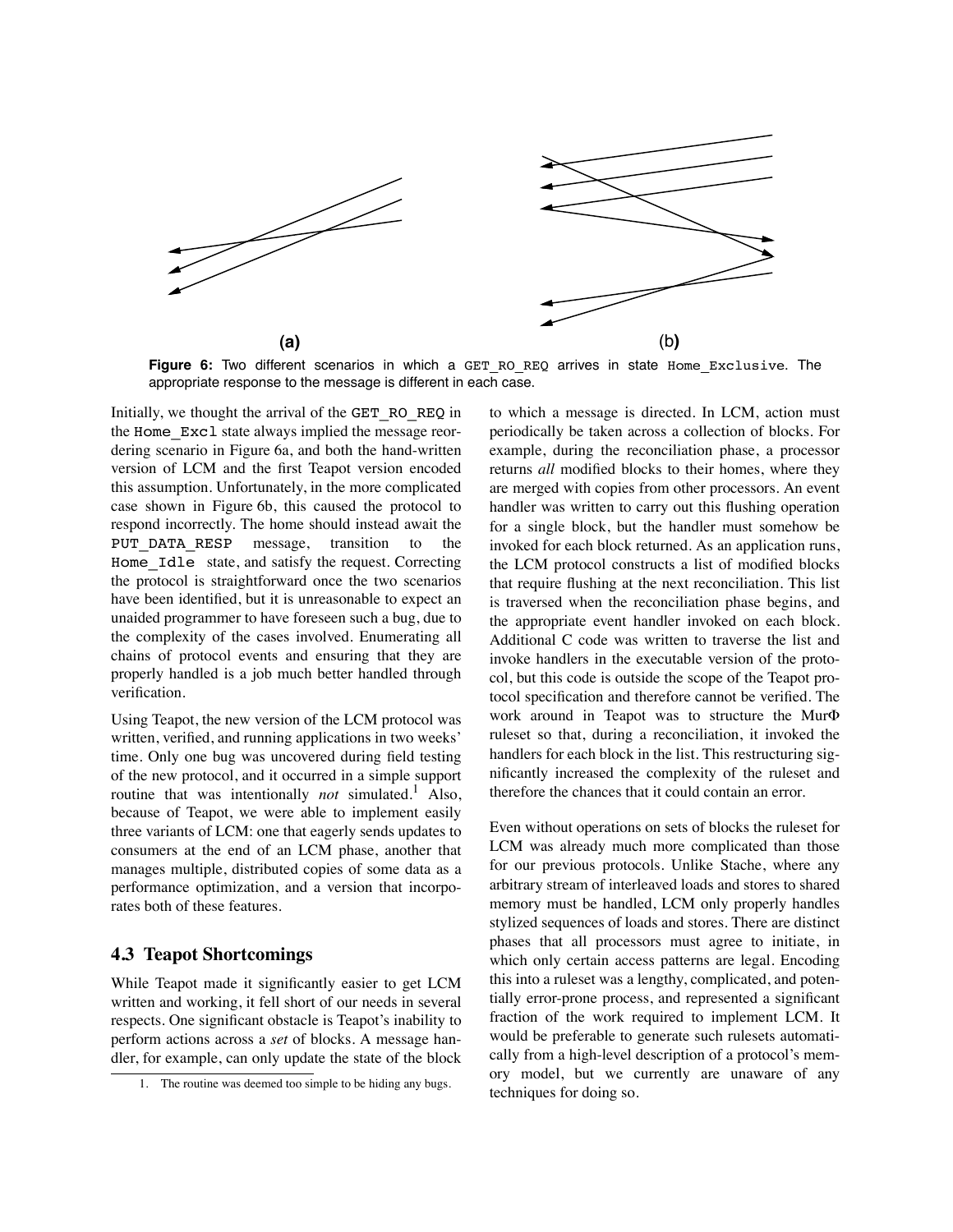(a) (b)

**Figure 6:** Two different scenarios in which a `GET_RO_REQ` arrives in state `Home_Exclusive`. The appropriate response to the message is different in each case.

Initially, we thought the arrival of the `GET_RO_REQ` in the `Home_Excl` state always implied the message reordering scenario in Figure 6a, and both the hand-written version of LCM and the first Teapot version encoded this assumption. Unfortunately, in the more complicated case shown in Figure 6b, this caused the protocol to respond incorrectly. The home should instead await the `PUT_DATA_RESP` message, transition to the `Home_Idle` state, and satisfy the request. Correcting the protocol is straightforward once the two scenarios have been identified, but it is unreasonable to expect an unaided programmer to have foreseen such a bug, due to the complexity of the cases involved. Enumerating all chains of protocol events and ensuring that they are properly handled is a job much better handled through verification.

Using Teapot, the new version of the LCM protocol was written, verified, and running applications in two weeks' time. Only one bug was uncovered during field testing of the new protocol, and it occurred in a simple support routine that was intentionally *not* simulated.[1] Also, because of Teapot, we were able to implement easily three variants of LCM: one that eagerly sends updates to consumers at the end of an LCM phase, another that manages multiple, distributed copies of some data as a performance optimization, and a version that incorporates both of these features.

### 4.3 Teapot Shortcomings

While Teapot made it significantly easier to get LCM written and working, it fell short of our needs in several respects. One significant obstacle is Teapot's inability to perform actions across a *set* of blocks. A message handler, for example, can only update the state of the block to which a message is directed. In LCM, action must periodically be taken across a collection of blocks. For example, during the reconciliation phase, a processor returns *all* modified blocks to their homes, where they are merged with copies from other processors. An event handler was written to carry out this flushing operation for a single block, but the handler must somehow be invoked for each block returned. As an application runs, the LCM protocol constructs a list of modified blocks that require flushing at the next reconciliation. This list is traversed when the reconciliation phase begins, and the appropriate event handler invoked on each block. Additional C code was written to traverse the list and invoke handlers in the executable version of the protocol, but this code is outside the scope of the Teapot protocol specification and therefore cannot be verified. The work around in Teapot was to structure the MurΦ ruleset so that, during a reconciliation, it invoked the handlers for each block in the list. This restructuring significantly increased the complexity of the ruleset and therefore the chances that it could contain an error.

Even without operations on sets of blocks the ruleset for LCM was already much more complicated than those for our previous protocols. Unlike Stache, where any arbitrary stream of interleaved loads and stores to shared memory must be handled, LCM only properly handles stylized sequences of loads and stores. There are distinct phases that all processors must agree to initiate, in which only certain access patterns are legal. Encoding this into a ruleset was a lengthy, complicated, and potentially error-prone process, and represented a significant fraction of the work required to implement LCM. It would be preferable to generate such rulesets automatically from a high-level description of a protocol's memory model, but we currently are unaware of any techniques for doing so.

---

1. The routine was deemed too simple to be hiding any bugs.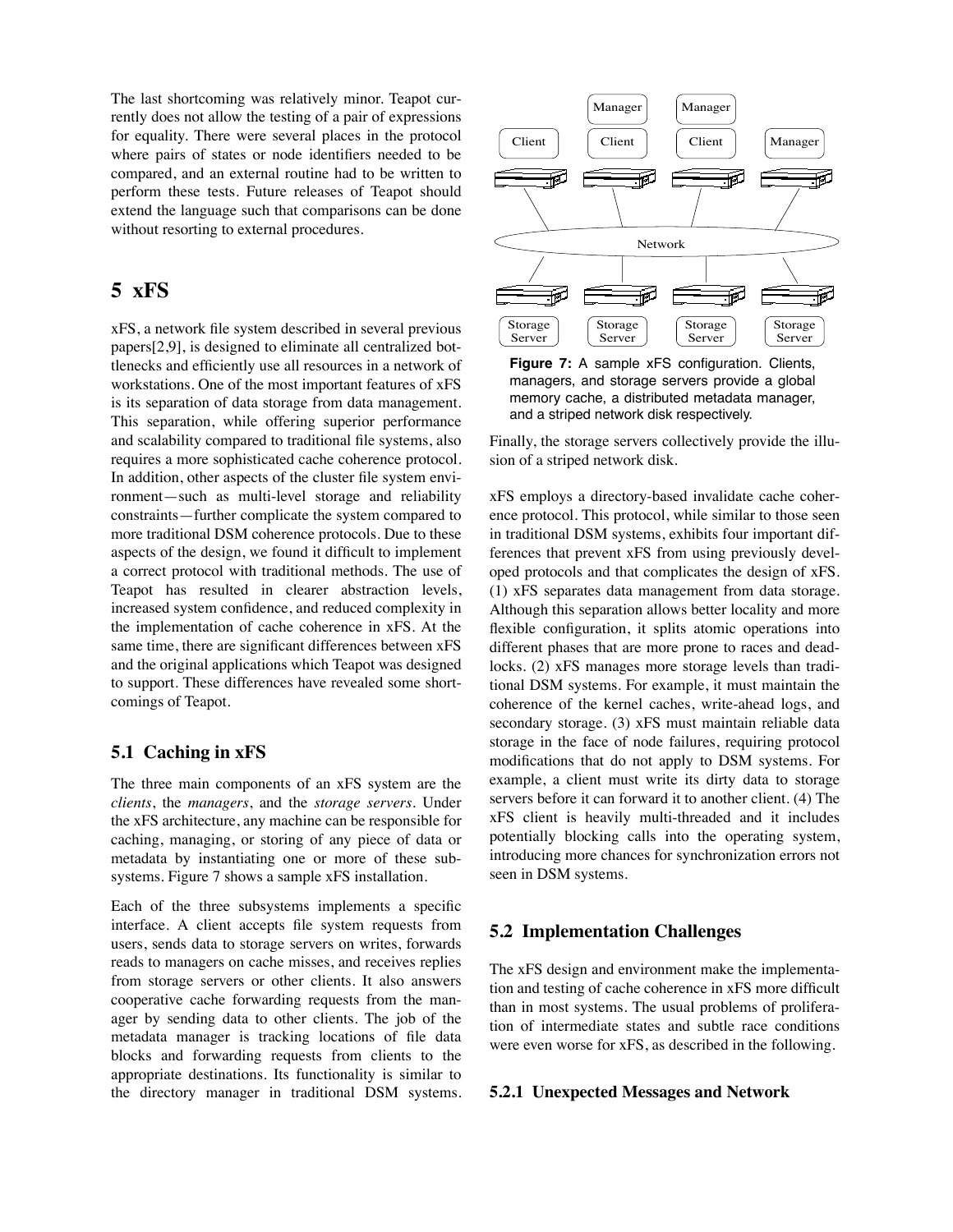The last shortcoming was relatively minor. Teapot currently does not allow the testing of a pair of expressions for equality. There were several places in the protocol where pairs of states or node identifiers needed to be compared, and an external routine had to be written to perform these tests. Future releases of Teapot should extend the language such that comparisons can be done without resorting to external procedures.

# 5 xFS

xFS, a network file system described in several previous papers[2,9], is designed to eliminate all centralized bottlenecks and efficiently use all resources in a network of workstations. One of the most important features of xFS is its separation of data storage from data management. This separation, while offering superior performance and scalability compared to traditional file systems, also requires a more sophisticated cache coherence protocol. In addition, other aspects of the cluster file system environment—such as multi-level storage and reliability constraints—further complicate the system compared to more traditional DSM coherence protocols. Due to these aspects of the design, we found it difficult to implement a correct protocol with traditional methods. The use of Teapot has resulted in clearer abstraction levels, increased system confidence, and reduced complexity in the implementation of cache coherence in xFS. At the same time, there are significant differences between xFS and the original applications which Teapot was designed to support. These differences have revealed some shortcomings of Teapot.

## 5.1 Caching in xFS

The three main components of an xFS system are the *clients*, the *managers*, and the *storage servers*. Under the xFS architecture, any machine can be responsible for caching, managing, or storing of any piece of data or metadata by instantiating one or more of these subsystems. Figure 7 shows a sample xFS installation.

Each of the three subsystems implements a specific interface. A client accepts file system requests from users, sends data to storage servers on writes, forwards reads to managers on cache misses, and receives replies from storage servers or other clients. It also answers cooperative cache forwarding requests from the manager by sending data to other clients. The job of the metadata manager is tracking locations of file data blocks and forwarding requests from clients to the appropriate destinations. Its functionality is similar to the directory manager in traditional DSM systems. Finally, the storage servers collectively provide the illusion of a striped network disk.

**Figure 7:** A sample xFS configuration. Clients, managers, and storage servers provide a global memory cache, a distributed metadata manager, and a striped network disk respectively.

xFS employs a directory-based invalidate cache coherence protocol. This protocol, while similar to those seen in traditional DSM systems, exhibits four important differences that prevent xFS from using previously developed protocols and that complicates the design of xFS. (1) xFS separates data management from data storage. Although this separation allows better locality and more flexible configuration, it splits atomic operations into different phases that are more prone to races and deadlocks. (2) xFS manages more storage levels than traditional DSM systems. For example, it must maintain the coherence of the kernel caches, write-ahead logs, and secondary storage. (3) xFS must maintain reliable data storage in the face of node failures, requiring protocol modifications that do not apply to DSM systems. For example, a client must write its dirty data to storage servers before it can forward it to another client. (4) The xFS client is heavily multi-threaded and it includes potentially blocking calls into the operating system, introducing more chances for synchronization errors not seen in DSM systems.

## 5.2 Implementation Challenges

The xFS design and environment make the implementation and testing of cache coherence in xFS more difficult than in most systems. The usual problems of proliferation of intermediate states and subtle race conditions were even worse for xFS, as described in the following.

### 5.2.1 Unexpected Messages and Network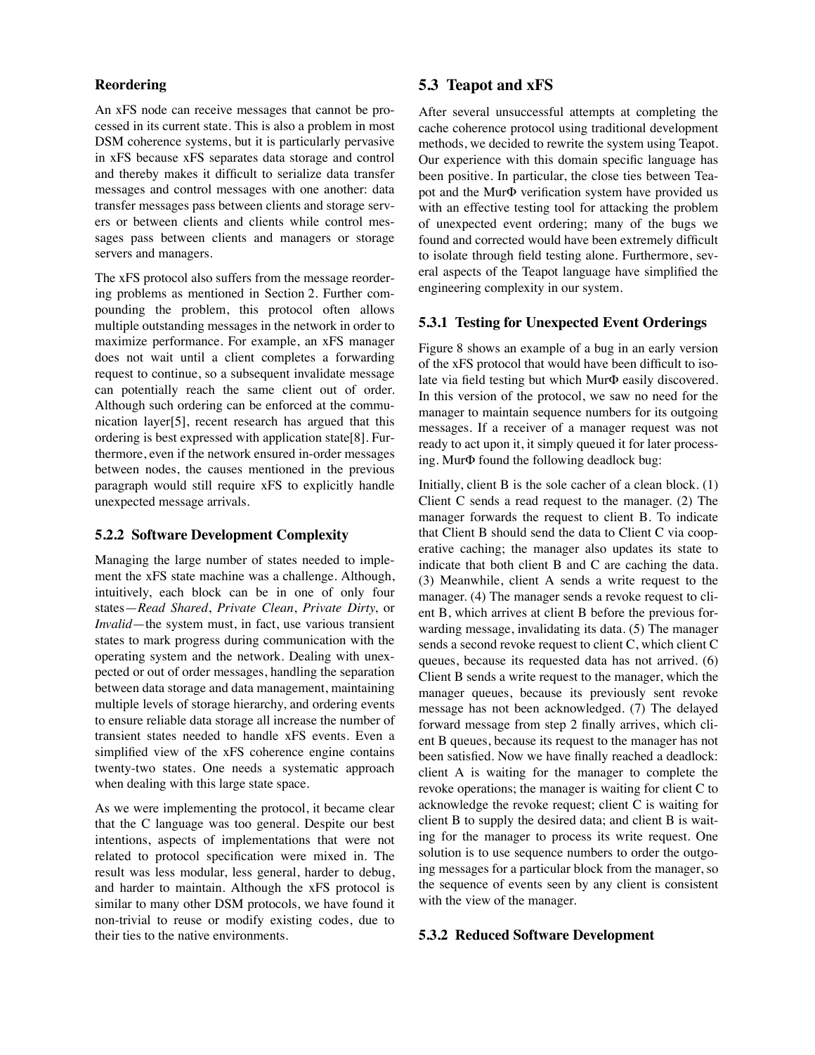#### Reordering

An xFS node can receive messages that cannot be processed in its current state. This is also a problem in most DSM coherence systems, but it is particularly pervasive in xFS because xFS separates data storage and control and thereby makes it difficult to serialize data transfer messages and control messages with one another: data transfer messages pass between clients and storage servers or between clients and clients while control messages pass between clients and managers or storage servers and managers.

The xFS protocol also suffers from the message reordering problems as mentioned in Section 2. Further compounding the problem, this protocol often allows multiple outstanding messages in the network in order to maximize performance. For example, an xFS manager does not wait until a client completes a forwarding request to continue, so a subsequent invalidate message can potentially reach the same client out of order. Although such ordering can be enforced at the communication layer[5], recent research has argued that this ordering is best expressed with application state[8]. Furthermore, even if the network ensured in-order messages between nodes, the causes mentioned in the previous paragraph would still require xFS to explicitly handle unexpected message arrivals.

### 5.2.2 Software Development Complexity

Managing the large number of states needed to implement the xFS state machine was a challenge. Although, intuitively, each block can be in one of only four states—*Read Shared*, *Private Clean*, *Private Dirty*, or *Invalid*—the system must, in fact, use various transient states to mark progress during communication with the operating system and the network. Dealing with unexpected or out of order messages, handling the separation between data storage and data management, maintaining multiple levels of storage hierarchy, and ordering events to ensure reliable data storage all increase the number of transient states needed to handle xFS events. Even a simplified view of the xFS coherence engine contains twenty-two states. One needs a systematic approach when dealing with this large state space.

As we were implementing the protocol, it became clear that the C language was too general. Despite our best intentions, aspects of implementations that were not related to protocol specification were mixed in. The result was less modular, less general, harder to debug, and harder to maintain. Although the xFS protocol is similar to many other DSM protocols, we have found it non-trivial to reuse or modify existing codes, due to their ties to the native environments.

## 5.3 Teapot and xFS

After several unsuccessful attempts at completing the cache coherence protocol using traditional development methods, we decided to rewrite the system using Teapot. Our experience with this domain specific language has been positive. In particular, the close ties between Teapot and the MurΦ verification system have provided us with an effective testing tool for attacking the problem of unexpected event ordering; many of the bugs we found and corrected would have been extremely difficult to isolate through field testing alone. Furthermore, several aspects of the Teapot language have simplified the engineering complexity in our system.

### 5.3.1 Testing for Unexpected Event Orderings

Figure 8 shows an example of a bug in an early version of the xFS protocol that would have been difficult to isolate via field testing but which MurΦ easily discovered. In this version of the protocol, we saw no need for the manager to maintain sequence numbers for its outgoing messages. If a receiver of a manager request was not ready to act upon it, it simply queued it for later processing. MurΦ found the following deadlock bug:

Initially, client B is the sole cacher of a clean block. (1) Client C sends a read request to the manager. (2) The manager forwards the request to client B. To indicate that Client B should send the data to Client C via cooperative caching; the manager also updates its state to indicate that both client B and C are caching the data. (3) Meanwhile, client A sends a write request to the manager. (4) The manager sends a revoke request to client B, which arrives at client B before the previous forwarding message, invalidating its data. (5) The manager sends a second revoke request to client C, which client C queues, because its requested data has not arrived. (6) Client B sends a write request to the manager, which the manager queues, because its previously sent revoke message has not been acknowledged. (7) The delayed forward message from step 2 finally arrives, which client B queues, because its request to the manager has not been satisfied. Now we have finally reached a deadlock: client A is waiting for the manager to complete the revoke operations; the manager is waiting for client C to acknowledge the revoke request; client C is waiting for client B to supply the desired data; and client B is waiting for the manager to process its write request. One solution is to use sequence numbers to order the outgoing messages for a particular block from the manager, so the sequence of events seen by any client is consistent with the view of the manager.

### 5.3.2 Reduced Software Development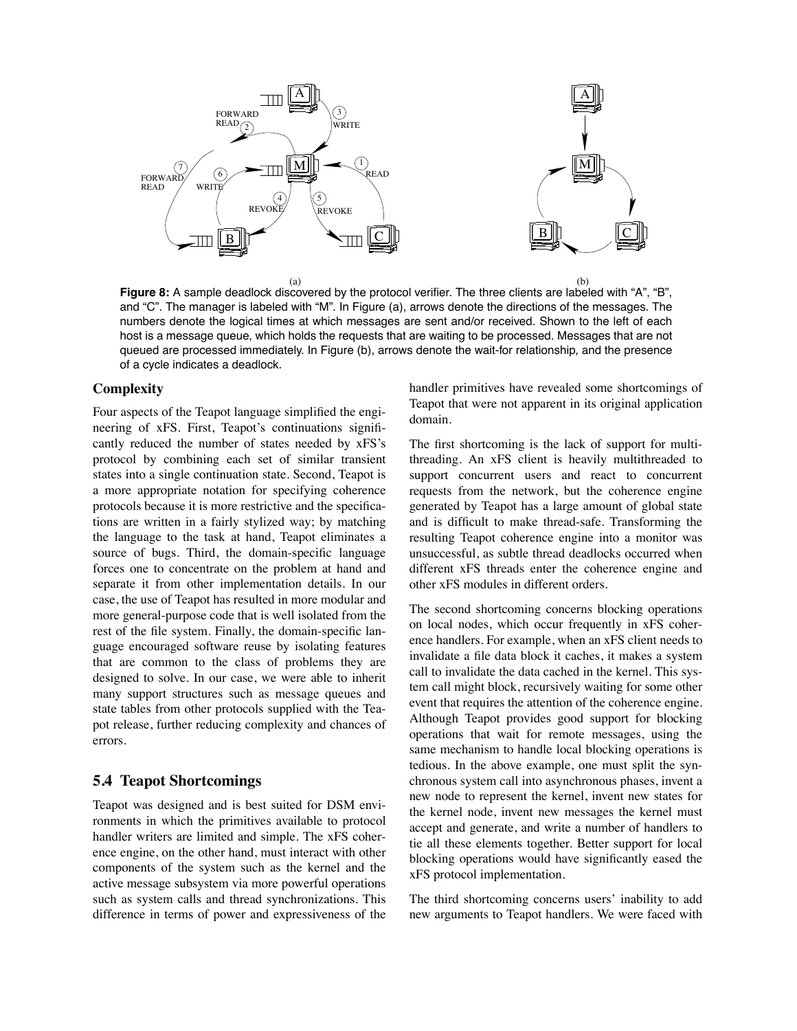**Figure 8:** A sample deadlock discovered by the protocol verifier. The three clients are labeled with "A", "B", and "C". The manager is labeled with "M". In Figure (a), arrows denote the directions of the messages. The numbers denote the logical times at which messages are sent and/or received. Shown to the left of each host is a message queue, which holds the requests that are waiting to be processed. Messages that are not queued are processed immediately. In Figure (b), arrows denote the wait-for relationship, and the presence of a cycle indicates a deadlock.

### Complexity

Four aspects of the Teapot language simplified the engineering of xFS. First, Teapot's continuations significantly reduced the number of states needed by xFS's protocol by combining each set of similar transient states into a single continuation state. Second, Teapot is a more appropriate notation for specifying coherence protocols because it is more restrictive and the specifications are written in a fairly stylized way; by matching the language to the task at hand, Teapot eliminates a source of bugs. Third, the domain-specific language forces one to concentrate on the problem at hand and separate it from other implementation details. In our case, the use of Teapot has resulted in more modular and more general-purpose code that is well isolated from the rest of the file system. Finally, the domain-specific language encouraged software reuse by isolating features that are common to the class of problems they are designed to solve. In our case, we were able to inherit many support structures such as message queues and state tables from other protocols supplied with the Teapot release, further reducing complexity and chances of errors.

## 5.4 Teapot Shortcomings

Teapot was designed and is best suited for DSM environments in which the primitives available to protocol handler writers are limited and simple. The xFS coherence engine, on the other hand, must interact with other components of the system such as the kernel and the active message subsystem via more powerful operations such as system calls and thread synchronizations. This difference in terms of power and expressiveness of the handler primitives have revealed some shortcomings of Teapot that were not apparent in its original application domain.

The first shortcoming is the lack of support for multithreading. An xFS client is heavily multithreaded to support concurrent users and react to concurrent requests from the network, but the coherence engine generated by Teapot has a large amount of global state and is difficult to make thread-safe. Transforming the resulting Teapot coherence engine into a monitor was unsuccessful, as subtle thread deadlocks occurred when different xFS threads enter the coherence engine and other xFS modules in different orders.

The second shortcoming concerns blocking operations on local nodes, which occur frequently in xFS coherence handlers. For example, when an xFS client needs to invalidate a file data block it caches, it makes a system call to invalidate the data cached in the kernel. This system call might block, recursively waiting for some other event that requires the attention of the coherence engine. Although Teapot provides good support for blocking operations that wait for remote messages, using the same mechanism to handle local blocking operations is tedious. In the above example, one must split the synchronous system call into asynchronous phases, invent a new node to represent the kernel, invent new states for the kernel node, invent new messages the kernel must accept and generate, and write a number of handlers to tie all these elements together. Better support for local blocking operations would have significantly eased the xFS protocol implementation.

The third shortcoming concerns users' inability to add new arguments to Teapot handlers. We were faced with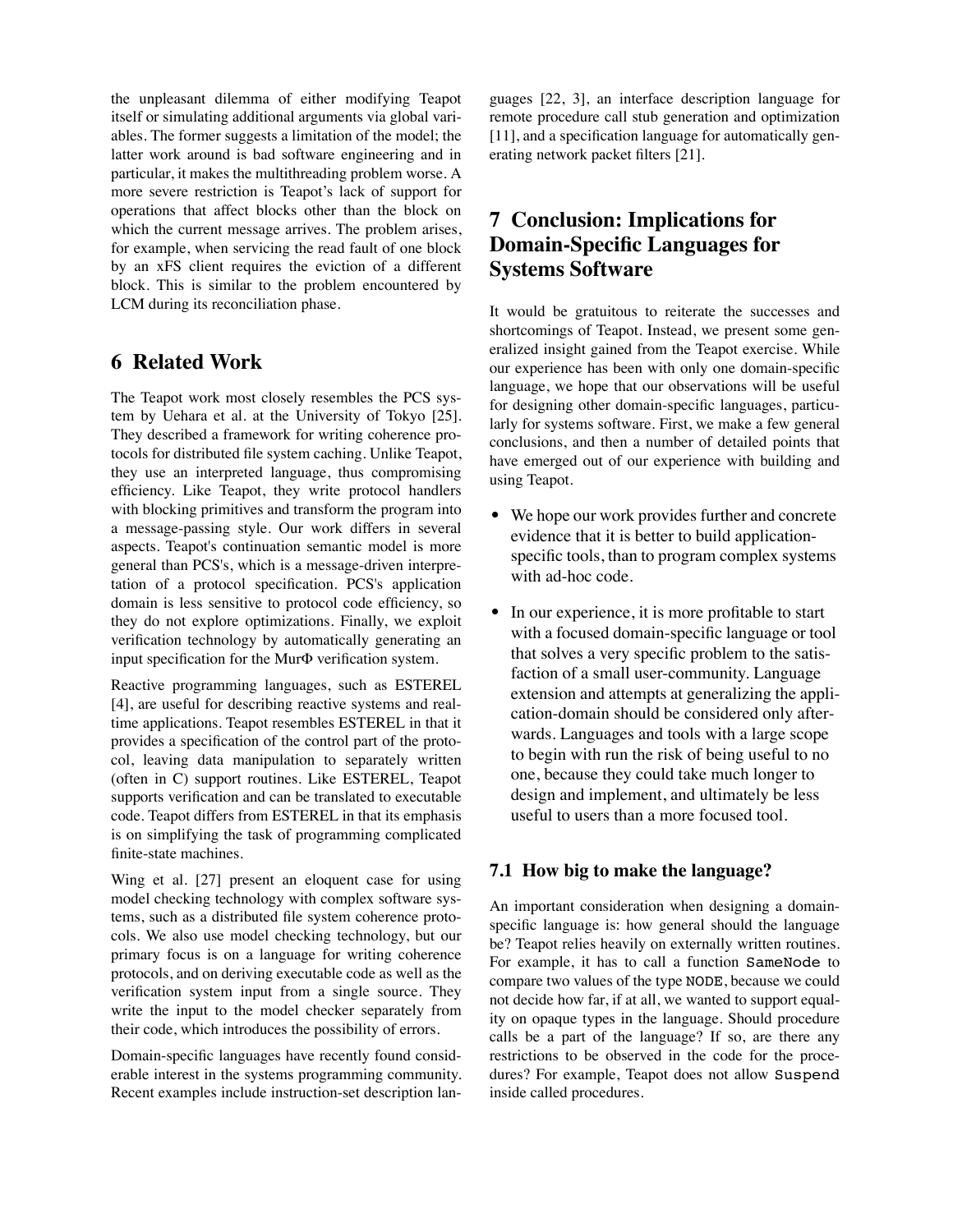the unpleasant dilemma of either modifying Teapot itself or simulating additional arguments via global variables. The former suggests a limitation of the model; the latter work around is bad software engineering and in particular, it makes the multithreading problem worse. A more severe restriction is Teapot's lack of support for operations that affect blocks other than the block on which the current message arrives. The problem arises, for example, when servicing the read fault of one block by an xFS client requires the eviction of a different block. This is similar to the problem encountered by LCM during its reconciliation phase.

## 6 Related Work

The Teapot work most closely resembles the PCS system by Uehara et al. at the University of Tokyo [25]. They described a framework for writing coherence protocols for distributed file system caching. Unlike Teapot, they use an interpreted language, thus compromising efficiency. Like Teapot, they write protocol handlers with blocking primitives and transform the program into a message-passing style. Our work differs in several aspects. Teapot's continuation semantic model is more general than PCS's, which is a message-driven interpretation of a protocol specification. PCS's application domain is less sensitive to protocol code efficiency, so they do not explore optimizations. Finally, we exploit verification technology by automatically generating an input specification for the MurΦ verification system.

Reactive programming languages, such as ESTEREL [4], are useful for describing reactive systems and realtime applications. Teapot resembles ESTEREL in that it provides a specification of the control part of the protocol, leaving data manipulation to separately written (often in C) support routines. Like ESTEREL, Teapot supports verification and can be translated to executable code. Teapot differs from ESTEREL in that its emphasis is on simplifying the task of programming complicated finite-state machines.

Wing et al. [27] present an eloquent case for using model checking technology with complex software systems, such as a distributed file system coherence protocols. We also use model checking technology, but our primary focus is on a language for writing coherence protocols, and on deriving executable code as well as the verification system input from a single source. They write the input to the model checker separately from their code, which introduces the possibility of errors.

Domain-specific languages have recently found considerable interest in the systems programming community. Recent examples include instruction-set description languages [22, 3], an interface description language for remote procedure call stub generation and optimization [11], and a specification language for automatically generating network packet filters [21].

## 7 Conclusion: Implications for Domain-Specific Languages for Systems Software

It would be gratuitous to reiterate the successes and shortcomings of Teapot. Instead, we present some generalized insight gained from the Teapot exercise. While our experience has been with only one domain-specific language, we hope that our observations will be useful for designing other domain-specific languages, particularly for systems software. First, we make a few general conclusions, and then a number of detailed points that have emerged out of our experience with building and using Teapot.

- We hope our work provides further and concrete evidence that it is better to build application-specific tools, than to program complex systems with ad-hoc code.
- In our experience, it is more profitable to start with a focused domain-specific language or tool that solves a very specific problem to the satisfaction of a small user-community. Language extension and attempts at generalizing the application-domain should be considered only afterwards. Languages and tools with a large scope to begin with run the risk of being useful to no one, because they could take much longer to design and implement, and ultimately be less useful to users than a more focused tool.

### 7.1 How big to make the language?

An important consideration when designing a domain-specific language is: how general should the language be? Teapot relies heavily on externally written routines. For example, it has to call a function `SameNode` to compare two values of the type `NODE`, because we could not decide how far, if at all, we wanted to support equality on opaque types in the language. Should procedure calls be a part of the language? If so, are there any restrictions to be observed in the code for the procedures? For example, Teapot does not allow `Suspend` inside called procedures.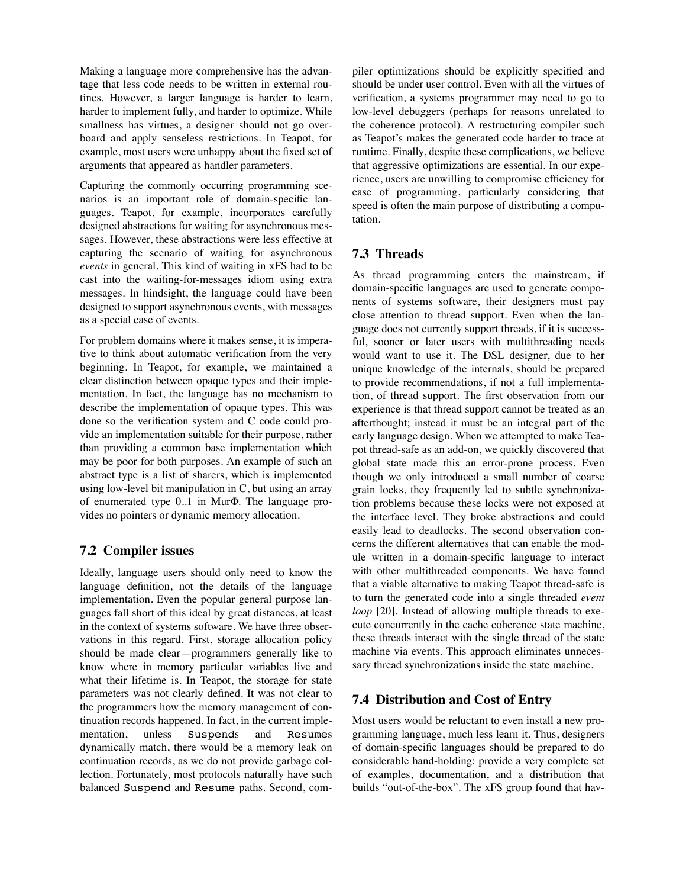Making a language more comprehensive has the advantage that less code needs to be written in external routines. However, a larger language is harder to learn, harder to implement fully, and harder to optimize. While smallness has virtues, a designer should not go overboard and apply senseless restrictions. In Teapot, for example, most users were unhappy about the fixed set of arguments that appeared as handler parameters.

Capturing the commonly occurring programming scenarios is an important role of domain-specific languages. Teapot, for example, incorporates carefully designed abstractions for waiting for asynchronous messages. However, these abstractions were less effective at capturing the scenario of waiting for asynchronous *events* in general. This kind of waiting in xFS had to be cast into the waiting-for-messages idiom using extra messages. In hindsight, the language could have been designed to support asynchronous events, with messages as a special case of events.

For problem domains where it makes sense, it is imperative to think about automatic verification from the very beginning. In Teapot, for example, we maintained a clear distinction between opaque types and their implementation. In fact, the language has no mechanism to describe the implementation of opaque types. This was done so the verification system and C code could provide an implementation suitable for their purpose, rather than providing a common base implementation which may be poor for both purposes. An example of such an abstract type is a list of sharers, which is implemented using low-level bit manipulation in C, but using an array of enumerated type 0..1 in MurΦ. The language provides no pointers or dynamic memory allocation.

## 7.2 Compiler issues

Ideally, language users should only need to know the language definition, not the details of the language implementation. Even the popular general purpose languages fall short of this ideal by great distances, at least in the context of systems software. We have three observations in this regard. First, storage allocation policy should be made clear—programmers generally like to know where in memory particular variables live and what their lifetime is. In Teapot, the storage for state parameters was not clearly defined. It was not clear to the programmers how the memory management of continuation records happened. In fact, in the current implementation, unless `Suspend`s and `Resume`s dynamically match, there would be a memory leak on continuation records, as we do not provide garbage collection. Fortunately, most protocols naturally have such balanced `Suspend` and `Resume` paths. Second, compiler optimizations should be explicitly specified and should be under user control. Even with all the virtues of verification, a systems programmer may need to go to low-level debuggers (perhaps for reasons unrelated to the coherence protocol). A restructuring compiler such as Teapot's makes the generated code harder to trace at runtime. Finally, despite these complications, we believe that aggressive optimizations are essential. In our experience, users are unwilling to compromise efficiency for ease of programming, particularly considering that speed is often the main purpose of distributing a computation.

## 7.3 Threads

As thread programming enters the mainstream, if domain-specific languages are used to generate components of systems software, their designers must pay close attention to thread support. Even when the language does not currently support threads, if it is successful, sooner or later users with multithreading needs would want to use it. The DSL designer, due to her unique knowledge of the internals, should be prepared to provide recommendations, if not a full implementation, of thread support. The first observation from our experience is that thread support cannot be treated as an afterthought; instead it must be an integral part of the early language design. When we attempted to make Teapot thread-safe as an add-on, we quickly discovered that global state made this an error-prone process. Even though we only introduced a small number of coarse grain locks, they frequently led to subtle synchronization problems because these locks were not exposed at the interface level. They broke abstractions and could easily lead to deadlocks. The second observation concerns the different alternatives that can enable the module written in a domain-specific language to interact with other multithreaded components. We have found that a viable alternative to making Teapot thread-safe is to turn the generated code into a single threaded *event loop* [20]. Instead of allowing multiple threads to execute concurrently in the cache coherence state machine, these threads interact with the single thread of the state machine via events. This approach eliminates unnecessary thread synchronizations inside the state machine.

## 7.4 Distribution and Cost of Entry

Most users would be reluctant to even install a new programming language, much less learn it. Thus, designers of domain-specific languages should be prepared to do considerable hand-holding: provide a very complete set of examples, documentation, and a distribution that builds "out-of-the-box". The xFS group found that hav-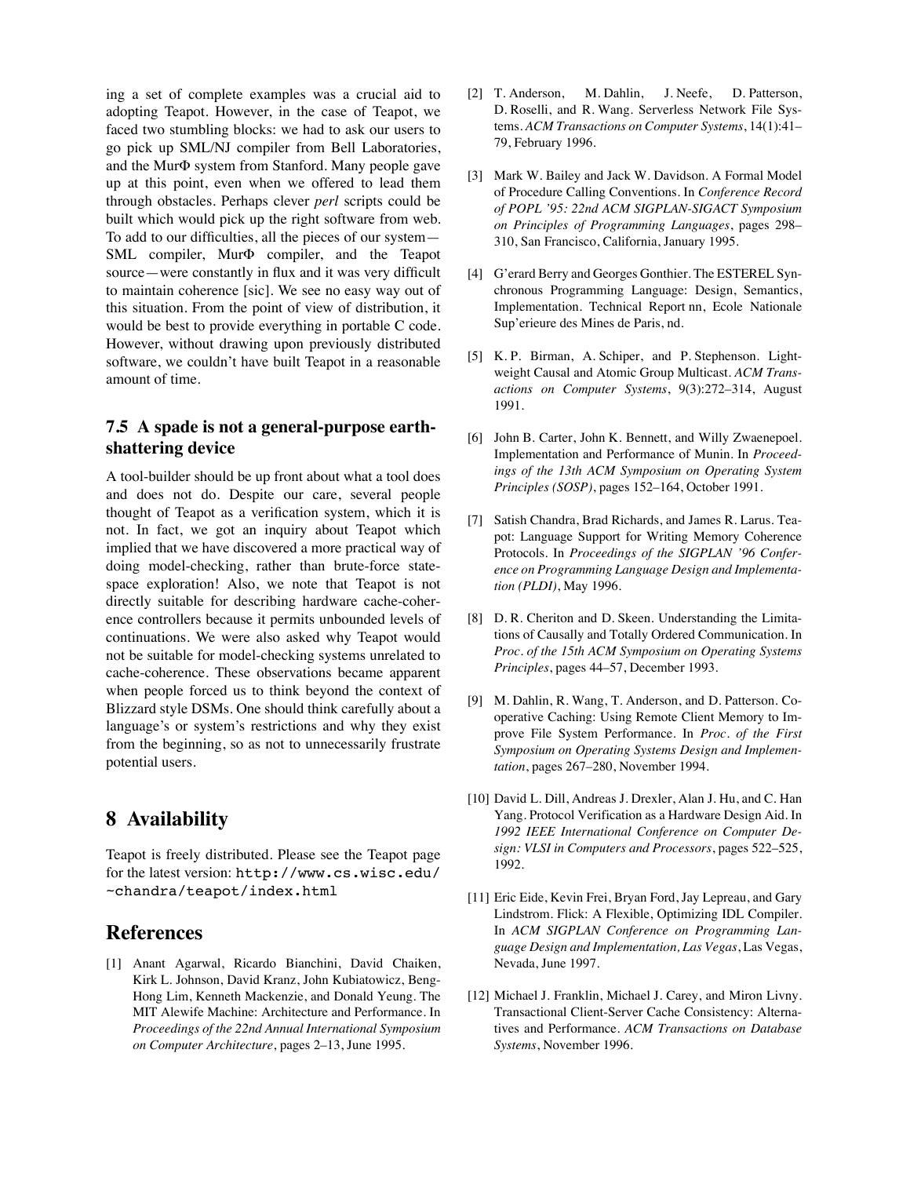ing a set of complete examples was a crucial aid to adopting Teapot. However, in the case of Teapot, we faced two stumbling blocks: we had to ask our users to go pick up SML/NJ compiler from Bell Laboratories, and the MurΦ system from Stanford. Many people gave up at this point, even when we offered to lead them through obstacles. Perhaps clever *perl* scripts could be built which would pick up the right software from web. To add to our difficulties, all the pieces of our system—SML compiler, MurΦ compiler, and the Teapot source—were constantly in flux and it was very difficult to maintain coherence [sic]. We see no easy way out of this situation. From the point of view of distribution, it would be best to provide everything in portable C code. However, without drawing upon previously distributed software, we couldn't have built Teapot in a reasonable amount of time.

### 7.5 A spade is not a general-purpose earth-shattering device

A tool-builder should be up front about what a tool does and does not do. Despite our care, several people thought of Teapot as a verification system, which it is not. In fact, we got an inquiry about Teapot which implied that we have discovered a more practical way of doing model-checking, rather than brute-force state-space exploration! Also, we note that Teapot is not directly suitable for describing hardware cache-coherence controllers because it permits unbounded levels of continuations. We were also asked why Teapot would not be suitable for model-checking systems unrelated to cache-coherence. These observations became apparent when people forced us to think beyond the context of Blizzard style DSMs. One should think carefully about a language's or system's restrictions and why they exist from the beginning, so as not to unnecessarily frustrate potential users.

## 8 Availability

Teapot is freely distributed. Please see the Teapot page for the latest version: `http://www.cs.wisc.edu/~chandra/teapot/index.html`

## References

[1] Anant Agarwal, Ricardo Bianchini, David Chaiken, Kirk L. Johnson, David Kranz, John Kubiatowicz, Beng-Hong Lim, Kenneth Mackenzie, and Donald Yeung. The MIT Alewife Machine: Architecture and Performance. In *Proceedings of the 22nd Annual International Symposium on Computer Architecture*, pages 2–13, June 1995.

[2] T. Anderson, M. Dahlin, J. Neefe, D. Patterson, D. Roselli, and R. Wang. Serverless Network File Systems. *ACM Transactions on Computer Systems*, 14(1):41–79, February 1996.

[3] Mark W. Bailey and Jack W. Davidson. A Formal Model of Procedure Calling Conventions. In *Conference Record of POPL '95: 22nd ACM SIGPLAN-SIGACT Symposium on Principles of Programming Languages*, pages 298–310, San Francisco, California, January 1995.

[4] G'erard Berry and Georges Gonthier. The ESTEREL Synchronous Programming Language: Design, Semantics, Implementation. Technical Report nn, Ecole Nationale Sup'erieure des Mines de Paris, nd.

[5] K. P. Birman, A. Schiper, and P. Stephenson. Lightweight Causal and Atomic Group Multicast. *ACM Transactions on Computer Systems*, 9(3):272–314, August 1991.

[6] John B. Carter, John K. Bennett, and Willy Zwaenepoel. Implementation and Performance of Munin. In *Proceedings of the 13th ACM Symposium on Operating System Principles (SOSP)*, pages 152–164, October 1991.

[7] Satish Chandra, Brad Richards, and James R. Larus. Teapot: Language Support for Writing Memory Coherence Protocols. In *Proceedings of the SIGPLAN '96 Conference on Programming Language Design and Implementation (PLDI)*, May 1996.

[8] D. R. Cheriton and D. Skeen. Understanding the Limitations of Causally and Totally Ordered Communication. In *Proc. of the 15th ACM Symposium on Operating Systems Principles*, pages 44–57, December 1993.

[9] M. Dahlin, R. Wang, T. Anderson, and D. Patterson. Cooperative Caching: Using Remote Client Memory to Improve File System Performance. In *Proc. of the First Symposium on Operating Systems Design and Implementation*, pages 267–280, November 1994.

[10] David L. Dill, Andreas J. Drexler, Alan J. Hu, and C. Han Yang. Protocol Verification as a Hardware Design Aid. In *1992 IEEE International Conference on Computer Design: VLSI in Computers and Processors*, pages 522–525, 1992.

[11] Eric Eide, Kevin Frei, Bryan Ford, Jay Lepreau, and Gary Lindstrom. Flick: A Flexible, Optimizing IDL Compiler. In *ACM SIGPLAN Conference on Programming Language Design and Implementation, Las Vegas*, Las Vegas, Nevada, June 1997.

[12] Michael J. Franklin, Michael J. Carey, and Miron Livny. Transactional Client-Server Cache Consistency: Alternatives and Performance. *ACM Transactions on Database Systems*, November 1996.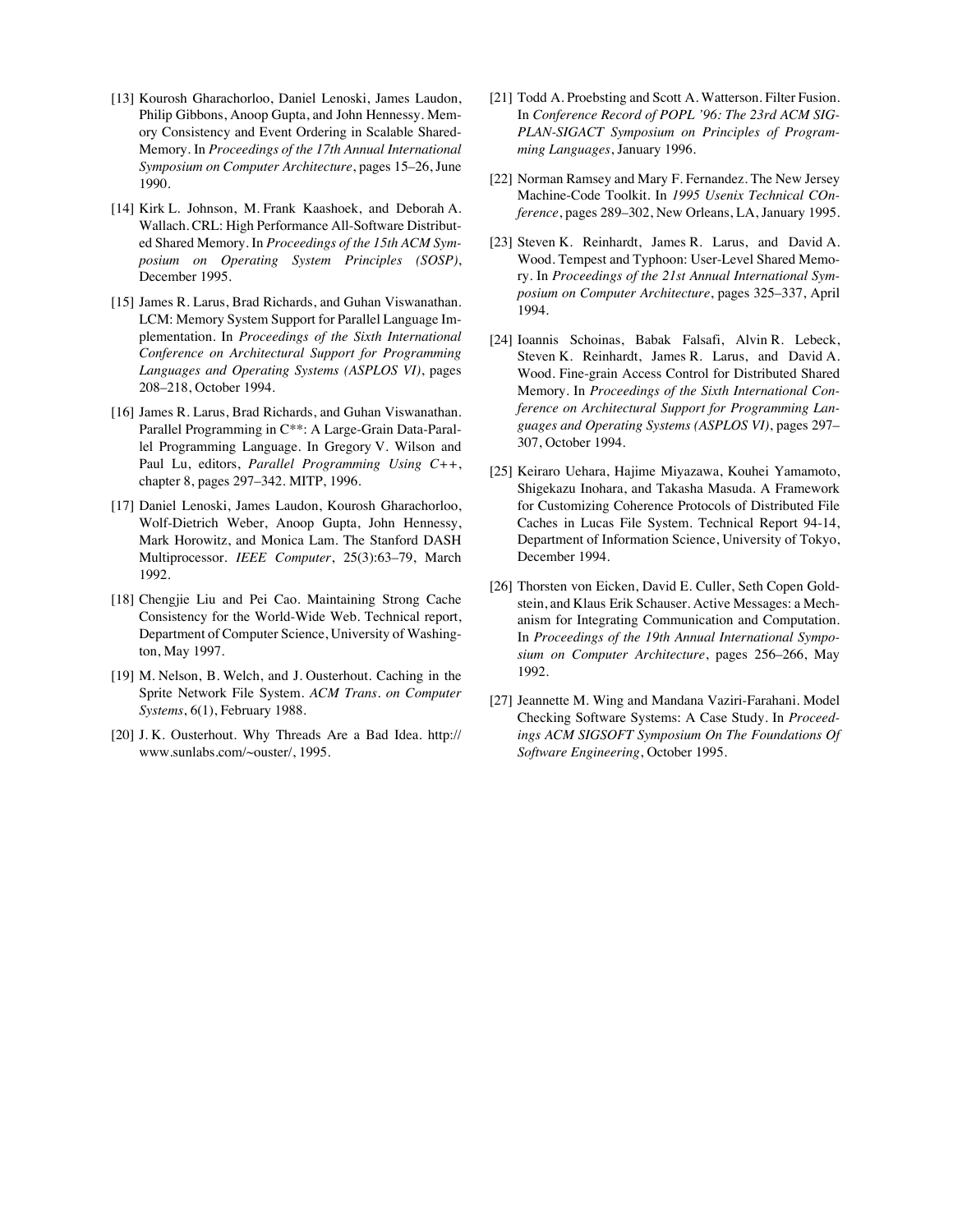[13] Kourosh Gharachorloo, Daniel Lenoski, James Laudon, Philip Gibbons, Anoop Gupta, and John Hennessy. Memory Consistency and Event Ordering in Scalable Shared-Memory. In *Proceedings of the 17th Annual International Symposium on Computer Architecture*, pages 15–26, June 1990.

[14] Kirk L. Johnson, M. Frank Kaashoek, and Deborah A. Wallach. CRL: High Performance All-Software Distributed Shared Memory. In *Proceedings of the 15th ACM Symposium on Operating System Principles (SOSP)*, December 1995.

[15] James R. Larus, Brad Richards, and Guhan Viswanathan. LCM: Memory System Support for Parallel Language Implementation. In *Proceedings of the Sixth International Conference on Architectural Support for Programming Languages and Operating Systems (ASPLOS VI)*, pages 208–218, October 1994.

[16] James R. Larus, Brad Richards, and Guhan Viswanathan. Parallel Programming in C**: A Large-Grain Data-Parallel Programming Language. In Gregory V. Wilson and Paul Lu, editors, *Parallel Programming Using C++*, chapter 8, pages 297–342. MITP, 1996.

[17] Daniel Lenoski, James Laudon, Kourosh Gharachorloo, Wolf-Dietrich Weber, Anoop Gupta, John Hennessy, Mark Horowitz, and Monica Lam. The Stanford DASH Multiprocessor. *IEEE Computer*, 25(3):63–79, March 1992.

[18] Chengjie Liu and Pei Cao. Maintaining Strong Cache Consistency for the World-Wide Web. Technical report, Department of Computer Science, University of Washington, May 1997.

[19] M. Nelson, B. Welch, and J. Ousterhout. Caching in the Sprite Network File System. *ACM Trans. on Computer Systems*, 6(1), February 1988.

[20] J. K. Ousterhout. Why Threads Are a Bad Idea. http://www.sunlabs.com/~ouster/, 1995.

[21] Todd A. Proebsting and Scott A. Watterson. Filter Fusion. In *Conference Record of POPL '96: The 23rd ACM SIGPLAN-SIGACT Symposium on Principles of Programming Languages*, January 1996.

[22] Norman Ramsey and Mary F. Fernandez. The New Jersey Machine-Code Toolkit. In *1995 Usenix Technical COnference*, pages 289–302, New Orleans, LA, January 1995.

[23] Steven K. Reinhardt, James R. Larus, and David A. Wood. Tempest and Typhoon: User-Level Shared Memory. In *Proceedings of the 21st Annual International Symposium on Computer Architecture*, pages 325–337, April 1994.

[24] Ioannis Schoinas, Babak Falsafi, Alvin R. Lebeck, Steven K. Reinhardt, James R. Larus, and David A. Wood. Fine-grain Access Control for Distributed Shared Memory. In *Proceedings of the Sixth International Conference on Architectural Support for Programming Languages and Operating Systems (ASPLOS VI)*, pages 297–307, October 1994.

[25] Keiraro Uehara, Hajime Miyazawa, Kouhei Yamamoto, Shigekazu Inohara, and Takasha Masuda. A Framework for Customizing Coherence Protocols of Distributed File Caches in Lucas File System. Technical Report 94-14, Department of Information Science, University of Tokyo, December 1994.

[26] Thorsten von Eicken, David E. Culler, Seth Copen Goldstein, and Klaus Erik Schauser. Active Messages: a Mechanism for Integrating Communication and Computation. In *Proceedings of the 19th Annual International Symposium on Computer Architecture*, pages 256–266, May 1992.

[27] Jeannette M. Wing and Mandana Vaziri-Farahani. Model Checking Software Systems: A Case Study. In *Proceedings ACM SIGSOFT Symposium On The Foundations Of Software Engineering*, October 1995.